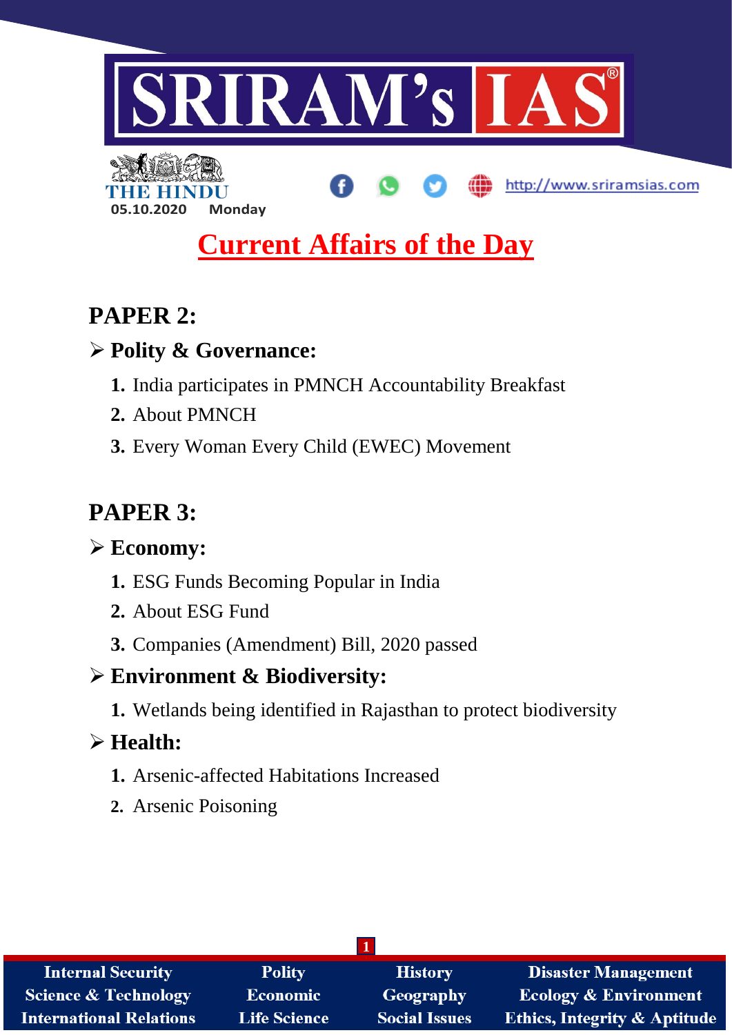# SRIRAM's IAS

THE HINDU

05.10.2020 Monday

http://www.sriramsias.com

## Current Affairs of the Day

## PAPER 2:

### ➢ Polity & Governance:

1. India participates in PMNCH Accountability Breakfast
2. About PMNCH
3. Every Woman Every Child (EWEC) Movement

## PAPER 3:

### ➢ Economy:

1. ESG Funds Becoming Popular in India
2. About ESG Fund
3. Companies (Amendment) Bill, 2020 passed

### ➢ Environment & Biodiversity:

1. Wetlands being identified in Rajasthan to protect biodiversity

### ➢ Health:

1. Arsenic-affected Habitations Increased
2. Arsenic Poisoning

| Internal Security | Polity | History | Disaster Management |
|---|---|---|---|
| Science & Technology | Economic | Geography | Ecology & Environment |
| International Relations | Life Science | Social Issues | Ethics, Integrity & Aptitude |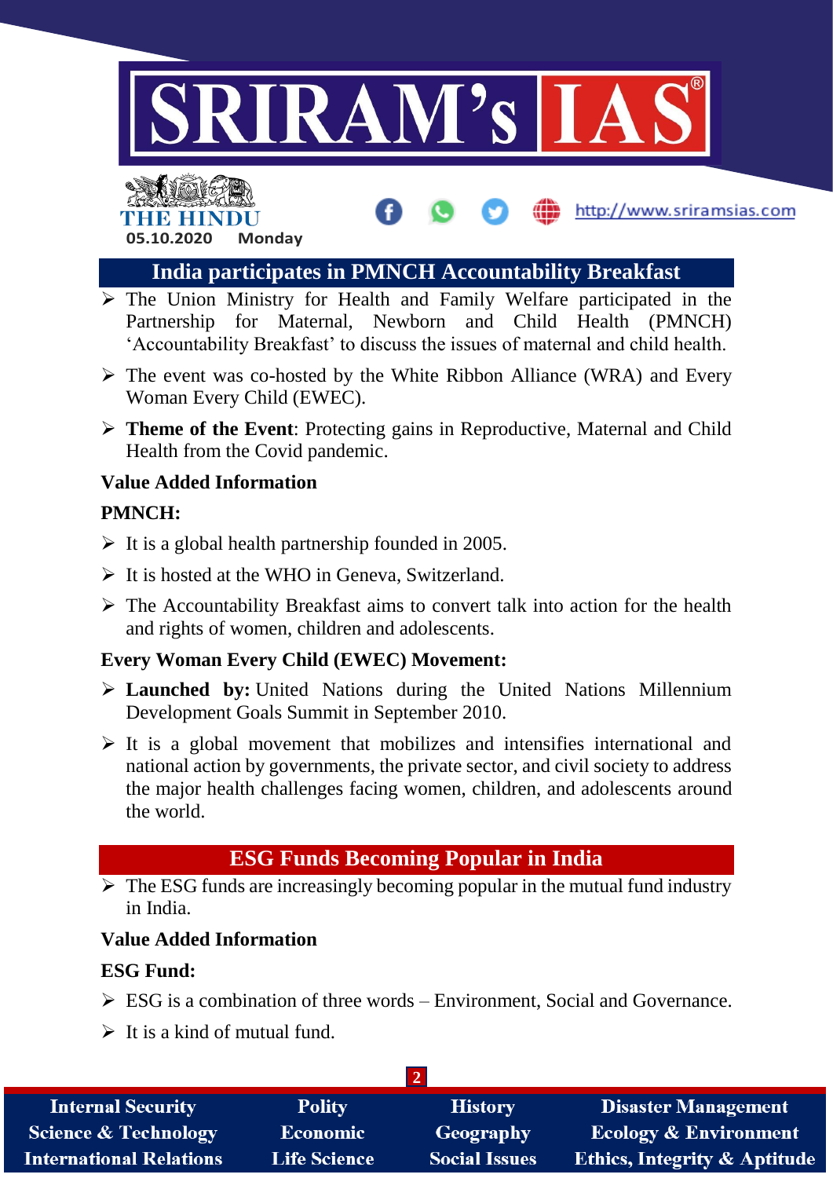## India participates in PMNCH Accountability Breakfast

- The Union Ministry for Health and Family Welfare participated in the Partnership for Maternal, Newborn and Child Health (PMNCH) 'Accountability Breakfast' to discuss the issues of maternal and child health.
- The event was co-hosted by the White Ribbon Alliance (WRA) and Every Woman Every Child (EWEC).
- **Theme of the Event**: Protecting gains in Reproductive, Maternal and Child Health from the Covid pandemic.

### Value Added Information

**PMNCH:**

- It is a global health partnership founded in 2005.
- It is hosted at the WHO in Geneva, Switzerland.
- The Accountability Breakfast aims to convert talk into action for the health and rights of women, children and adolescents.

**Every Woman Every Child (EWEC) Movement:**

- **Launched by:** United Nations during the United Nations Millennium Development Goals Summit in September 2010.
- It is a global movement that mobilizes and intensifies international and national action by governments, the private sector, and civil society to address the major health challenges facing women, children, and adolescents around the world.

## ESG Funds Becoming Popular in India

- The ESG funds are increasingly becoming popular in the mutual fund industry in India.

### Value Added Information

**ESG Fund:**

- ESG is a combination of three words – Environment, Social and Governance.
- It is a kind of mutual fund.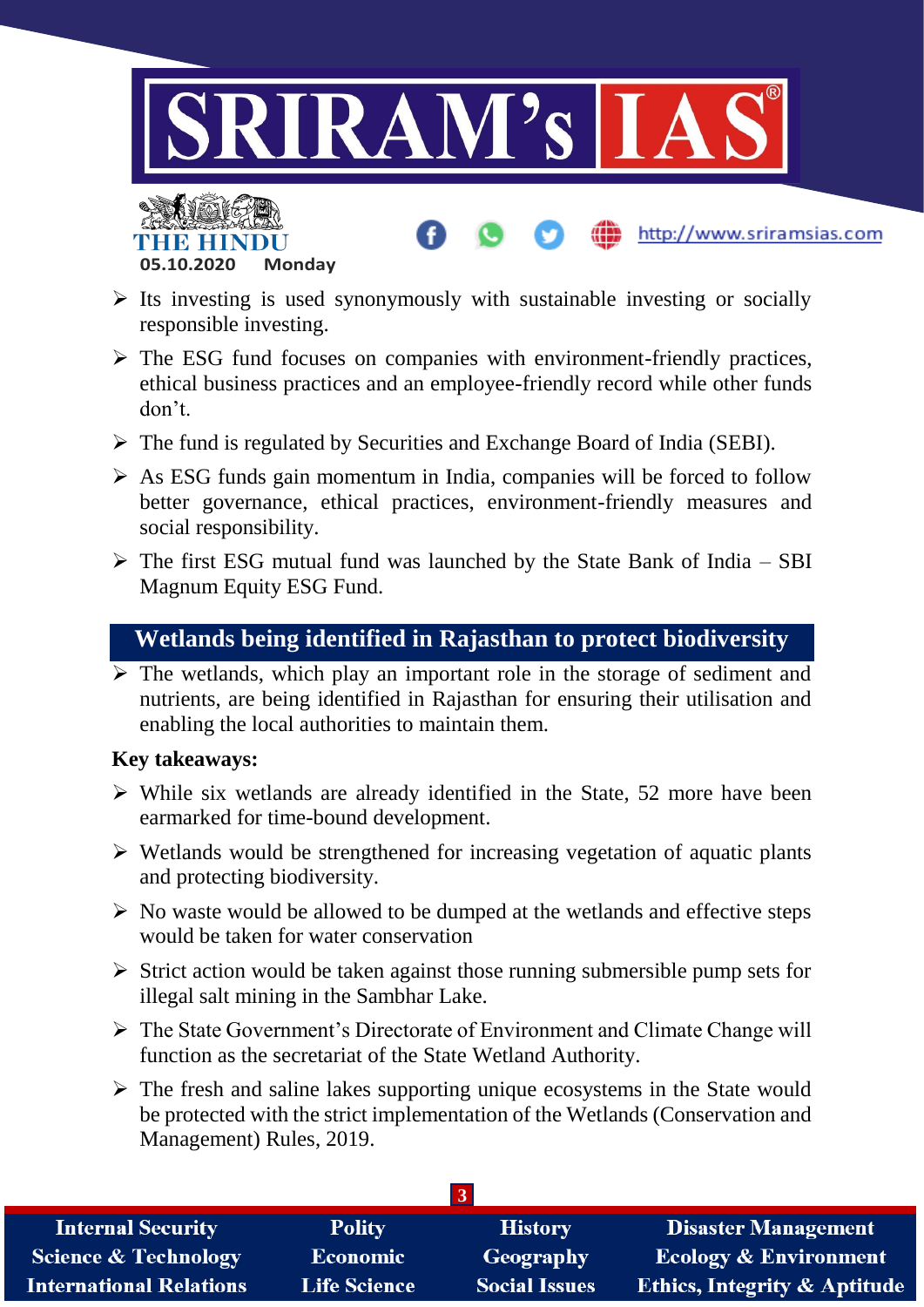- Its investing is used synonymously with sustainable investing or socially responsible investing.
- The ESG fund focuses on companies with environment-friendly practices, ethical business practices and an employee-friendly record while other funds don't.
- The fund is regulated by Securities and Exchange Board of India (SEBI).
- As ESG funds gain momentum in India, companies will be forced to follow better governance, ethical practices, environment-friendly measures and social responsibility.
- The first ESG mutual fund was launched by the State Bank of India – SBI Magnum Equity ESG Fund.

## Wetlands being identified in Rajasthan to protect biodiversity

- The wetlands, which play an important role in the storage of sediment and nutrients, are being identified in Rajasthan for ensuring their utilisation and enabling the local authorities to maintain them.

**Key takeaways:**

- While six wetlands are already identified in the State, 52 more have been earmarked for time-bound development.
- Wetlands would be strengthened for increasing vegetation of aquatic plants and protecting biodiversity.
- No waste would be allowed to be dumped at the wetlands and effective steps would be taken for water conservation
- Strict action would be taken against those running submersible pump sets for illegal salt mining in the Sambhar Lake.
- The State Government's Directorate of Environment and Climate Change will function as the secretariat of the State Wetland Authority.
- The fresh and saline lakes supporting unique ecosystems in the State would be protected with the strict implementation of the Wetlands (Conservation and Management) Rules, 2019.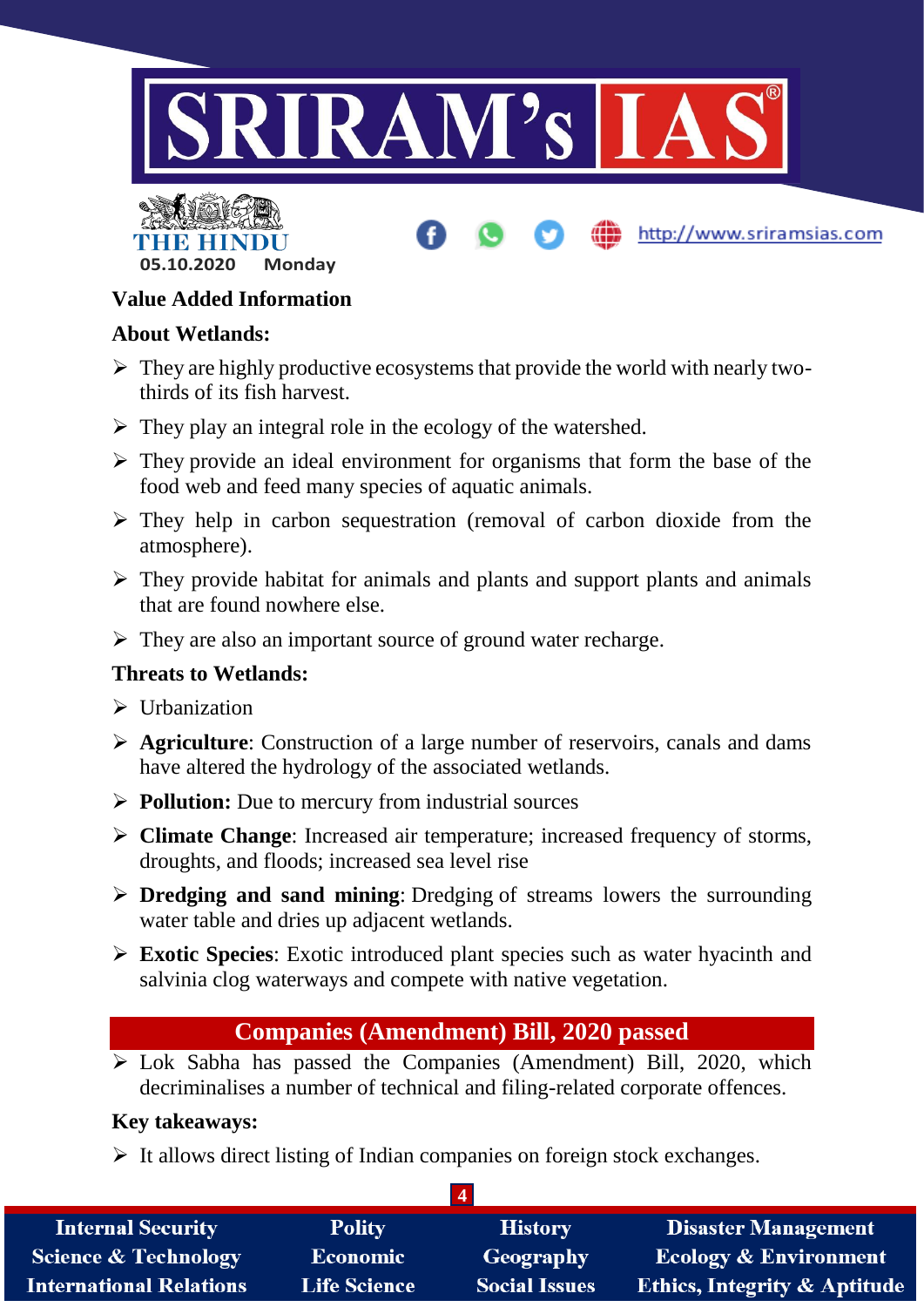**Value Added Information**

**About Wetlands:**

- They are highly productive ecosystems that provide the world with nearly two-thirds of its fish harvest.
- They play an integral role in the ecology of the watershed.
- They provide an ideal environment for organisms that form the base of the food web and feed many species of aquatic animals.
- They help in carbon sequestration (removal of carbon dioxide from the atmosphere).
- They provide habitat for animals and plants and support plants and animals that are found nowhere else.
- They are also an important source of ground water recharge.

**Threats to Wetlands:**

- Urbanization
- **Agriculture**: Construction of a large number of reservoirs, canals and dams have altered the hydrology of the associated wetlands.
- **Pollution:** Due to mercury from industrial sources
- **Climate Change**: Increased air temperature; increased frequency of storms, droughts, and floods; increased sea level rise
- **Dredging and sand mining**: Dredging of streams lowers the surrounding water table and dries up adjacent wetlands.
- **Exotic Species**: Exotic introduced plant species such as water hyacinth and salvinia clog waterways and compete with native vegetation.

## Companies (Amendment) Bill, 2020 passed

- Lok Sabha has passed the Companies (Amendment) Bill, 2020, which decriminalises a number of technical and filing-related corporate offences.

**Key takeaways:**

- It allows direct listing of Indian companies on foreign stock exchanges.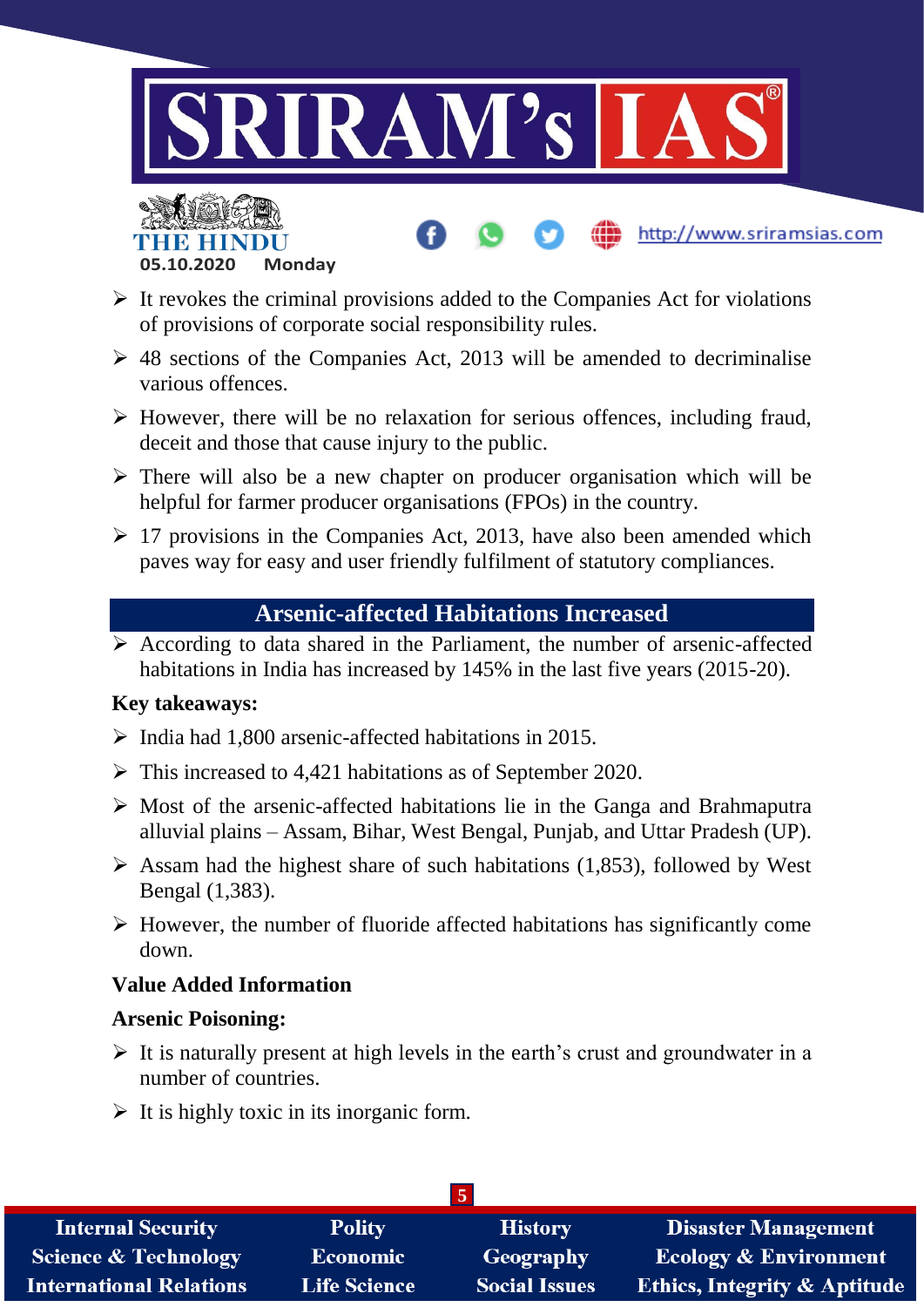- It revokes the criminal provisions added to the Companies Act for violations of provisions of corporate social responsibility rules.
- 48 sections of the Companies Act, 2013 will be amended to decriminalise various offences.
- However, there will be no relaxation for serious offences, including fraud, deceit and those that cause injury to the public.
- There will also be a new chapter on producer organisation which will be helpful for farmer producer organisations (FPOs) in the country.
- 17 provisions in the Companies Act, 2013, have also been amended which paves way for easy and user friendly fulfilment of statutory compliances.

## Arsenic-affected Habitations Increased

- According to data shared in the Parliament, the number of arsenic-affected habitations in India has increased by 145% in the last five years (2015-20).

**Key takeaways:**

- India had 1,800 arsenic-affected habitations in 2015.
- This increased to 4,421 habitations as of September 2020.
- Most of the arsenic-affected habitations lie in the Ganga and Brahmaputra alluvial plains – Assam, Bihar, West Bengal, Punjab, and Uttar Pradesh (UP).
- Assam had the highest share of such habitations (1,853), followed by West Bengal (1,383).
- However, the number of fluoride affected habitations has significantly come down.

**Value Added Information**

**Arsenic Poisoning:**

- It is naturally present at high levels in the earth's crust and groundwater in a number of countries.
- It is highly toxic in its inorganic form.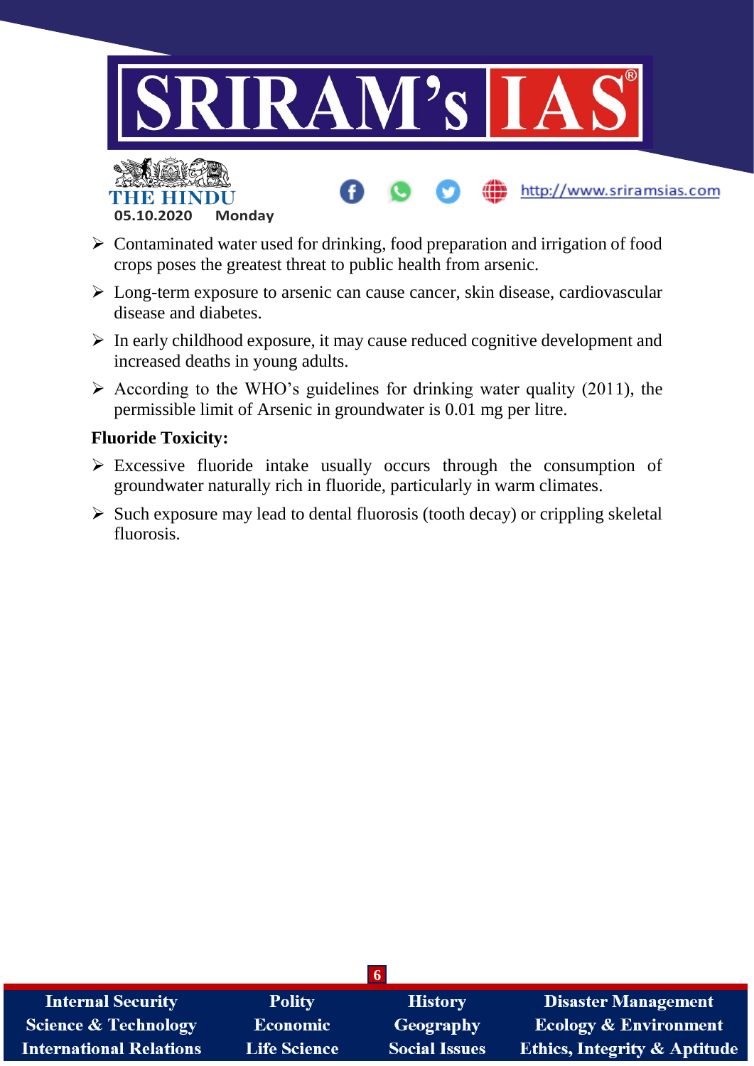- Contaminated water used for drinking, food preparation and irrigation of food crops poses the greatest threat to public health from arsenic.
- Long-term exposure to arsenic can cause cancer, skin disease, cardiovascular disease and diabetes.
- In early childhood exposure, it may cause reduced cognitive development and increased deaths in young adults.
- According to the WHO's guidelines for drinking water quality (2011), the permissible limit of Arsenic in groundwater is 0.01 mg per litre.

**Fluoride Toxicity:**

- Excessive fluoride intake usually occurs through the consumption of groundwater naturally rich in fluoride, particularly in warm climates.
- Such exposure may lead to dental fluorosis (tooth decay) or crippling skeletal fluorosis.